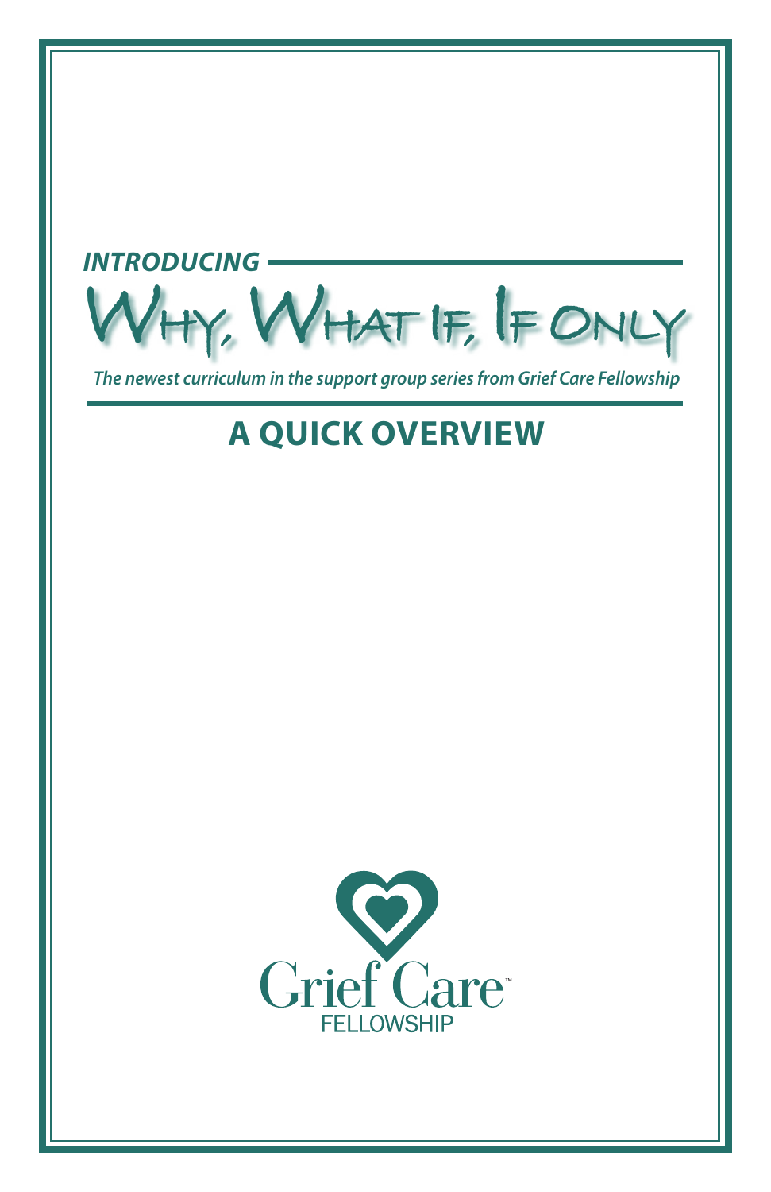***INTRODUCING***

# Why, What If, If Only

***The newest curriculum in the support group series from Grief Care Fellowship***

## A QUICK OVERVIEW

Grief Care™

FELLOWSHIP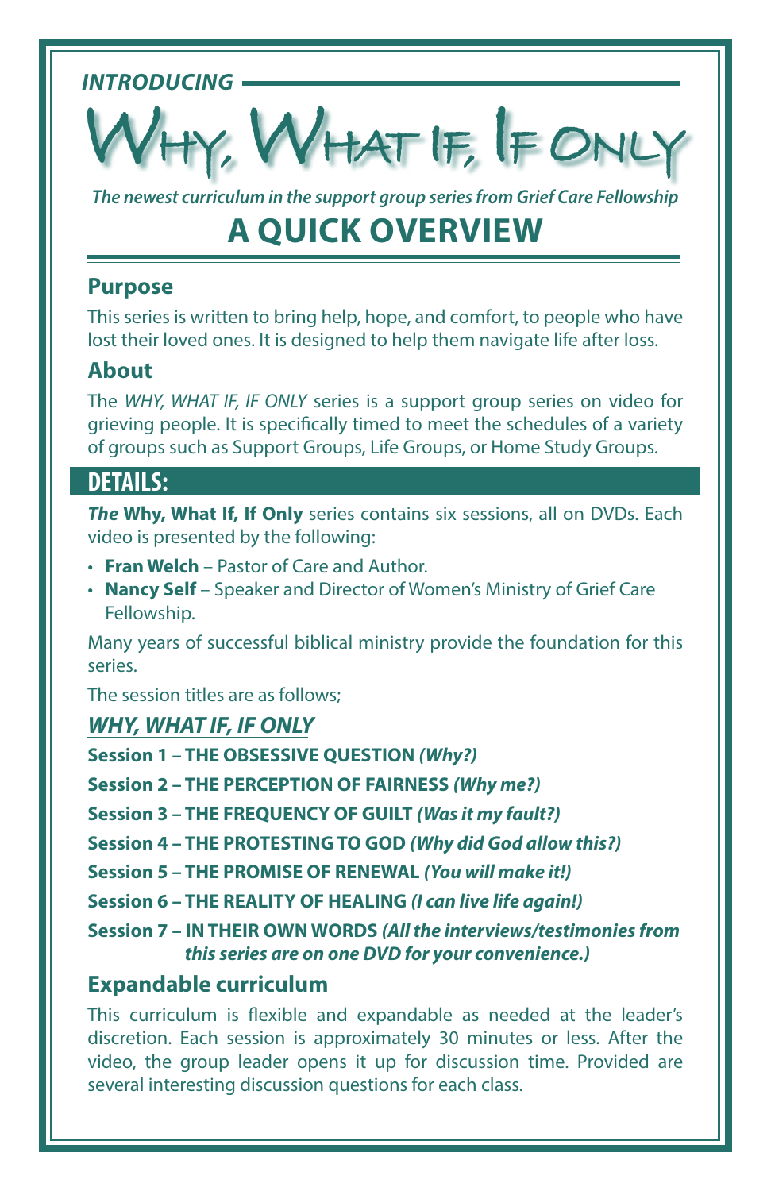*INTRODUCING*

# Why, What If, If Only

***The newest curriculum in the support group series from Grief Care Fellowship***

## A QUICK OVERVIEW

### Purpose

This series is written to bring help, hope, and comfort, to people who have lost their loved ones. It is designed to help them navigate life after loss.

### About

The *WHY, WHAT IF, IF ONLY* series is a support group series on video for grieving people. It is specifically timed to meet the schedules of a variety of groups such as Support Groups, Life Groups, or Home Study Groups.

## DETAILS:

***The*** **Why, What If, If Only** series contains six sessions, all on DVDs. Each video is presented by the following:

- **Fran Welch** – Pastor of Care and Author.
- **Nancy Self** – Speaker and Director of Women's Ministry of Grief Care Fellowship.

Many years of successful biblical ministry provide the foundation for this series.

The session titles are as follows;

***WHY, WHAT IF, IF ONLY***

**Session 1 – THE OBSESSIVE QUESTION *(Why?)***

**Session 2 – THE PERCEPTION OF FAIRNESS *(Why me?)***

**Session 3 – THE FREQUENCY OF GUILT *(Was it my fault?)***

**Session 4 – THE PROTESTING TO GOD *(Why did God allow this?)***

**Session 5 – THE PROMISE OF RENEWAL *(You will make it!)***

**Session 6 – THE REALITY OF HEALING *(I can live life again!)***

**Session 7 – IN THEIR OWN WORDS *(All the interviews/testimonies from this series are on one DVD for your convenience.)***

### Expandable curriculum

This curriculum is flexible and expandable as needed at the leader's discretion. Each session is approximately 30 minutes or less. After the video, the group leader opens it up for discussion time. Provided are several interesting discussion questions for each class.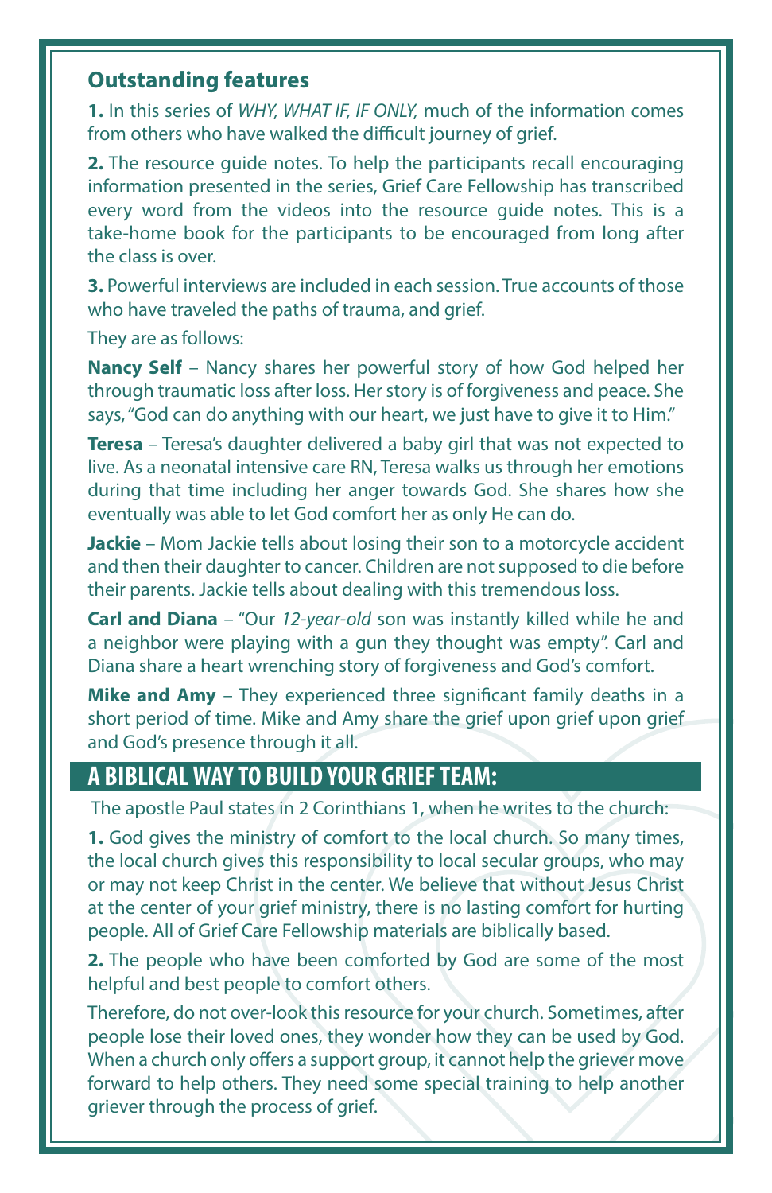## Outstanding features

**1.** In this series of *WHY, WHAT IF, IF ONLY,* much of the information comes from others who have walked the difficult journey of grief.

**2.** The resource guide notes. To help the participants recall encouraging information presented in the series, Grief Care Fellowship has transcribed every word from the videos into the resource guide notes. This is a take-home book for the participants to be encouraged from long after the class is over.

**3.** Powerful interviews are included in each session. True accounts of those who have traveled the paths of trauma, and grief.

They are as follows:

**Nancy Self** – Nancy shares her powerful story of how God helped her through traumatic loss after loss. Her story is of forgiveness and peace. She says, "God can do anything with our heart, we just have to give it to Him."

**Teresa** – Teresa's daughter delivered a baby girl that was not expected to live. As a neonatal intensive care RN, Teresa walks us through her emotions during that time including her anger towards God. She shares how she eventually was able to let God comfort her as only He can do.

**Jackie** – Mom Jackie tells about losing their son to a motorcycle accident and then their daughter to cancer. Children are not supposed to die before their parents. Jackie tells about dealing with this tremendous loss.

**Carl and Diana** – "Our *12-year-old* son was instantly killed while he and a neighbor were playing with a gun they thought was empty". Carl and Diana share a heart wrenching story of forgiveness and God's comfort.

**Mike and Amy** – They experienced three significant family deaths in a short period of time. Mike and Amy share the grief upon grief upon grief and God's presence through it all.

## A BIBLICAL WAY TO BUILD YOUR GRIEF TEAM:

The apostle Paul states in 2 Corinthians 1, when he writes to the church:

**1.** God gives the ministry of comfort to the local church. So many times, the local church gives this responsibility to local secular groups, who may or may not keep Christ in the center. We believe that without Jesus Christ at the center of your grief ministry, there is no lasting comfort for hurting people. All of Grief Care Fellowship materials are biblically based.

**2.** The people who have been comforted by God are some of the most helpful and best people to comfort others.

Therefore, do not over-look this resource for your church. Sometimes, after people lose their loved ones, they wonder how they can be used by God. When a church only offers a support group, it cannot help the griever move forward to help others. They need some special training to help another griever through the process of grief.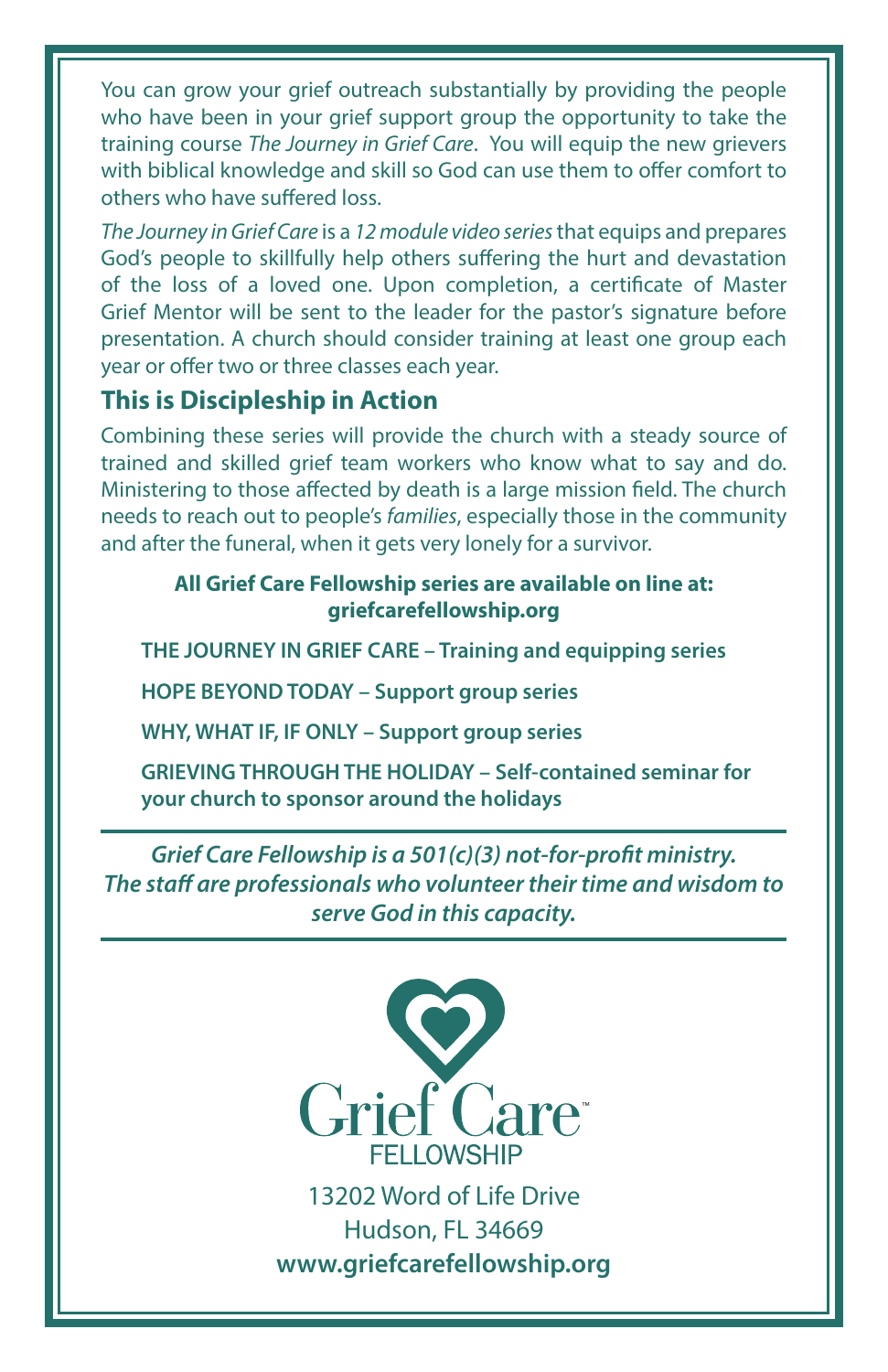You can grow your grief outreach substantially by providing the people who have been in your grief support group the opportunity to take the training course *The Journey in Grief Care*. You will equip the new grievers with biblical knowledge and skill so God can use them to offer comfort to others who have suffered loss.

*The Journey in Grief Care* is a *12 module video series* that equips and prepares God's people to skillfully help others suffering the hurt and devastation of the loss of a loved one. Upon completion, a certificate of Master Grief Mentor will be sent to the leader for the pastor's signature before presentation. A church should consider training at least one group each year or offer two or three classes each year.

## This is Discipleship in Action

Combining these series will provide the church with a steady source of trained and skilled grief team workers who know what to say and do. Ministering to those affected by death is a large mission field. The church needs to reach out to people's *families*, especially those in the community and after the funeral, when it gets very lonely for a survivor.

**All Grief Care Fellowship series are available on line at: griefcarefellowship.org**

**THE JOURNEY IN GRIEF CARE – Training and equipping series**

**HOPE BEYOND TODAY – Support group series**

**WHY, WHAT IF, IF ONLY – Support group series**

**GRIEVING THROUGH THE HOLIDAY – Self-contained seminar for your church to sponsor around the holidays**

---

***Grief Care Fellowship is a 501(c)(3) not-for-profit ministry. The staff are professionals who volunteer their time and wisdom to serve God in this capacity.***

---

Grief Care™
FELLOWSHIP

13202 Word of Life Drive
Hudson, FL 34669
**www.griefcarefellowship.org**